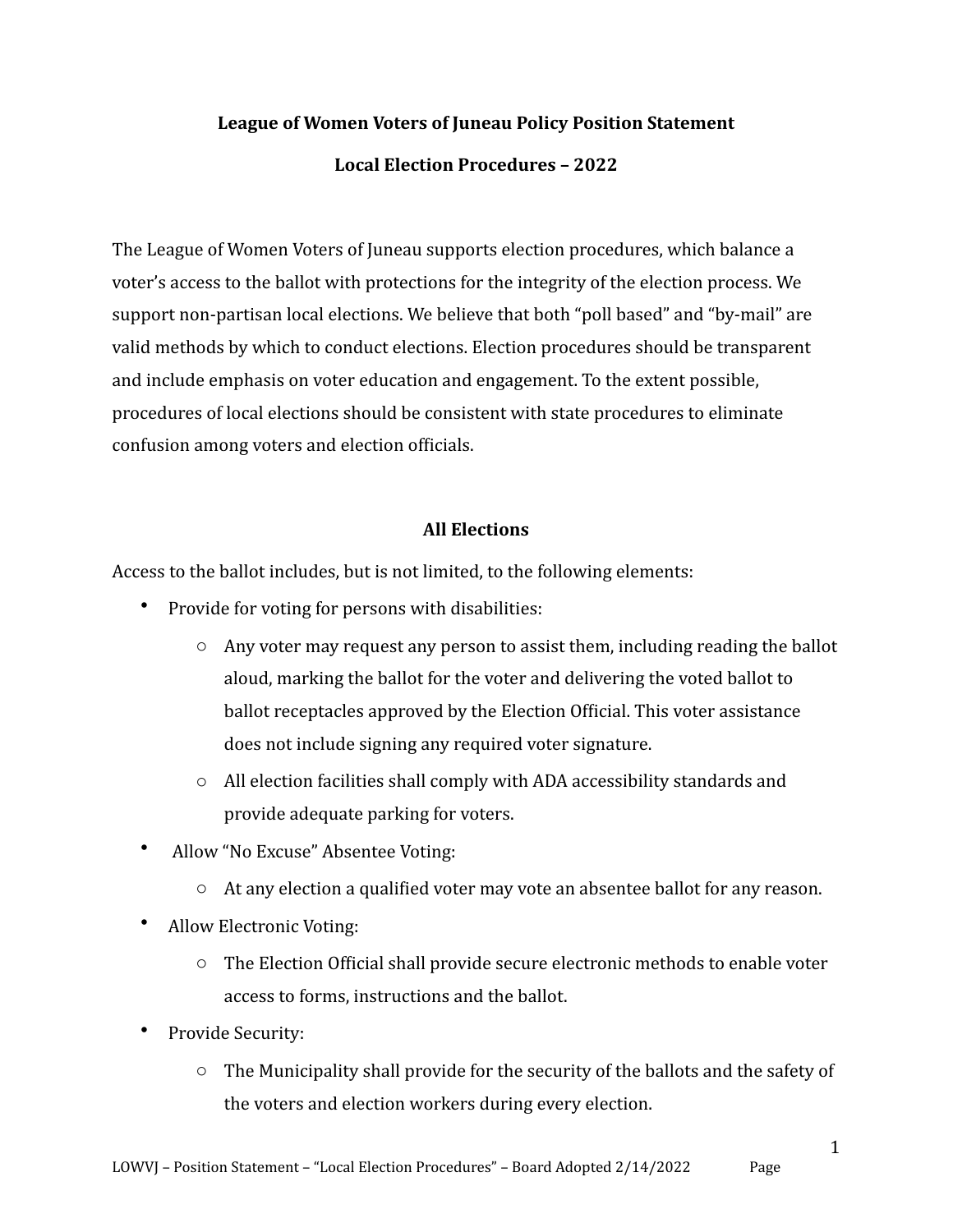# League of Women Voters of Juneau Policy Position Statement

## Local Election Procedures – 2022

The League of Women Voters of Juneau supports election procedures, which balance a voter's access to the ballot with protections for the integrity of the election process. We support non-partisan local elections. We believe that both "poll based" and "by-mail" are valid methods by which to conduct elections. Election procedures should be transparent and include emphasis on voter education and engagement. To the extent possible, procedures of local elections should be consistent with state procedures to eliminate confusion among voters and election officials.

### All Elections

Access to the ballot includes, but is not limited, to the following elements:

- Provide for voting for persons with disabilities:
  - Any voter may request any person to assist them, including reading the ballot aloud, marking the ballot for the voter and delivering the voted ballot to ballot receptacles approved by the Election Official. This voter assistance does not include signing any required voter signature.
  - All election facilities shall comply with ADA accessibility standards and provide adequate parking for voters.
- Allow "No Excuse" Absentee Voting:
  - At any election a qualified voter may vote an absentee ballot for any reason.
- Allow Electronic Voting:
  - The Election Official shall provide secure electronic methods to enable voter access to forms, instructions and the ballot.
- Provide Security:
  - The Municipality shall provide for the security of the ballots and the safety of the voters and election workers during every election.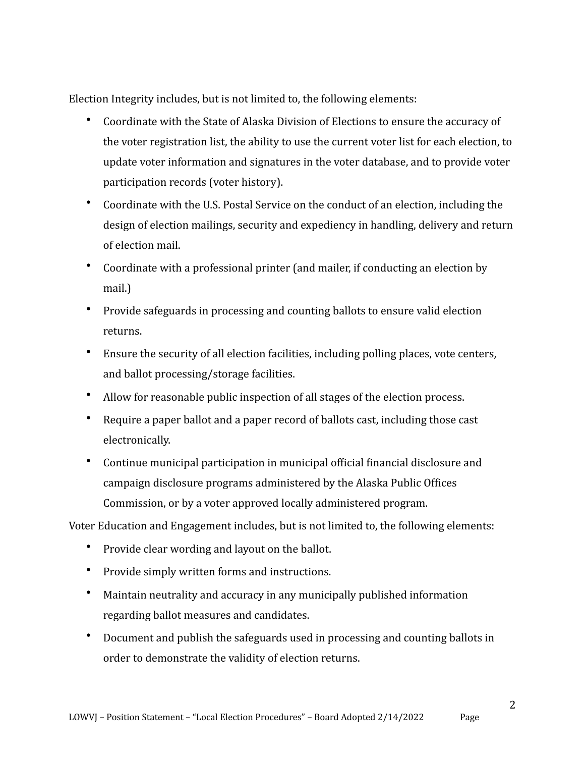Election Integrity includes, but is not limited to, the following elements:

- Coordinate with the State of Alaska Division of Elections to ensure the accuracy of the voter registration list, the ability to use the current voter list for each election, to update voter information and signatures in the voter database, and to provide voter participation records (voter history).
- Coordinate with the U.S. Postal Service on the conduct of an election, including the design of election mailings, security and expediency in handling, delivery and return of election mail.
- Coordinate with a professional printer (and mailer, if conducting an election by mail.)
- Provide safeguards in processing and counting ballots to ensure valid election returns.
- Ensure the security of all election facilities, including polling places, vote centers, and ballot processing/storage facilities.
- Allow for reasonable public inspection of all stages of the election process.
- Require a paper ballot and a paper record of ballots cast, including those cast electronically.
- Continue municipal participation in municipal official financial disclosure and campaign disclosure programs administered by the Alaska Public Offices Commission, or by a voter approved locally administered program.

Voter Education and Engagement includes, but is not limited to, the following elements:

- Provide clear wording and layout on the ballot.
- Provide simply written forms and instructions.
- Maintain neutrality and accuracy in any municipally published information regarding ballot measures and candidates.
- Document and publish the safeguards used in processing and counting ballots in order to demonstrate the validity of election returns.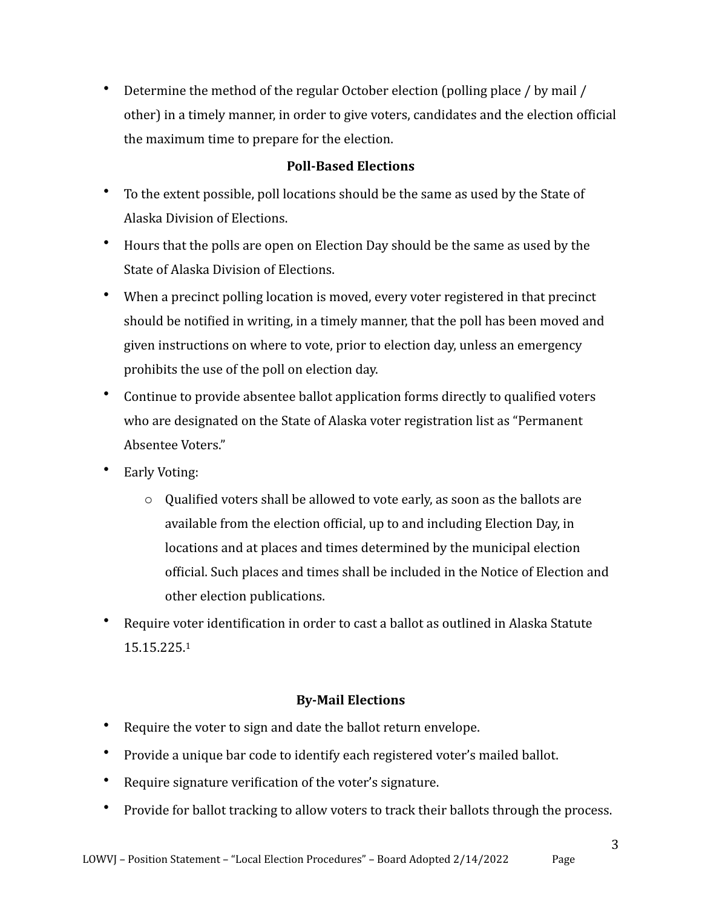- Determine the method of the regular October election (polling place / by mail / other) in a timely manner, in order to give voters, candidates and the election official the maximum time to prepare for the election.

**Poll-Based Elections**

- To the extent possible, poll locations should be the same as used by the State of Alaska Division of Elections.
- Hours that the polls are open on Election Day should be the same as used by the State of Alaska Division of Elections.
- When a precinct polling location is moved, every voter registered in that precinct should be notified in writing, in a timely manner, that the poll has been moved and given instructions on where to vote, prior to election day, unless an emergency prohibits the use of the poll on election day.
- Continue to provide absentee ballot application forms directly to qualified voters who are designated on the State of Alaska voter registration list as "Permanent Absentee Voters."
- Early Voting:
  - Qualified voters shall be allowed to vote early, as soon as the ballots are available from the election official, up to and including Election Day, in locations and at places and times determined by the municipal election official. Such places and times shall be included in the Notice of Election and other election publications.
- Require voter identification in order to cast a ballot as outlined in Alaska Statute 15.15.225.[1]

**By-Mail Elections**

- Require the voter to sign and date the ballot return envelope.
- Provide a unique bar code to identify each registered voter's mailed ballot.
- Require signature verification of the voter's signature.
- Provide for ballot tracking to allow voters to track their ballots through the process.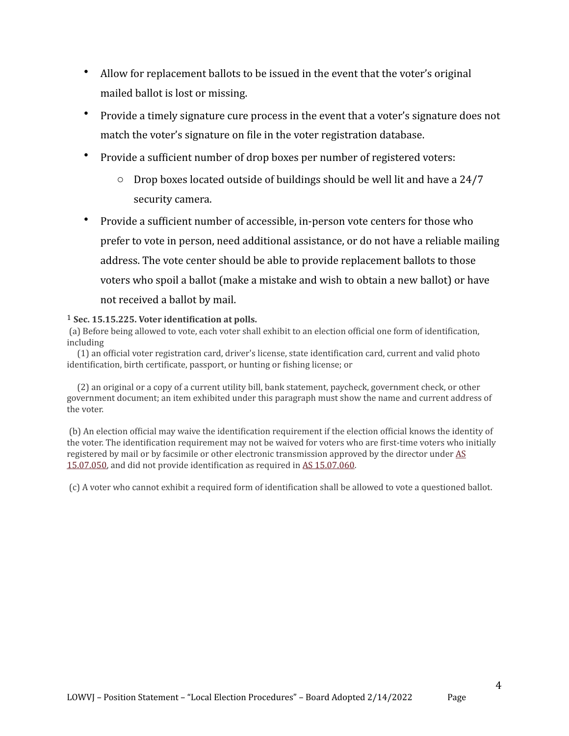- Allow for replacement ballots to be issued in the event that the voter's original mailed ballot is lost or missing.
- Provide a timely signature cure process in the event that a voter's signature does not match the voter's signature on file in the voter registration database.
- Provide a sufficient number of drop boxes per number of registered voters:
  - Drop boxes located outside of buildings should be well lit and have a 24/7 security camera.
- Provide a sufficient number of accessible, in-person vote centers for those who prefer to vote in person, need additional assistance, or do not have a reliable mailing address. The vote center should be able to provide replacement ballots to those voters who spoil a ballot (make a mistake and wish to obtain a new ballot) or have not received a ballot by mail.

[1] **Sec. 15.15.225. Voter identification at polls.**

(a) Before being allowed to vote, each voter shall exhibit to an election official one form of identification, including

(1) an official voter registration card, driver's license, state identification card, current and valid photo identification, birth certificate, passport, or hunting or fishing license; or

(2) an original or a copy of a current utility bill, bank statement, paycheck, government check, or other government document; an item exhibited under this paragraph must show the name and current address of the voter.

(b) An election official may waive the identification requirement if the election official knows the identity of the voter. The identification requirement may not be waived for voters who are first-time voters who initially registered by mail or by facsimile or other electronic transmission approved by the director under AS 15.07.050, and did not provide identification as required in AS 15.07.060.

(c) A voter who cannot exhibit a required form of identification shall be allowed to vote a questioned ballot.